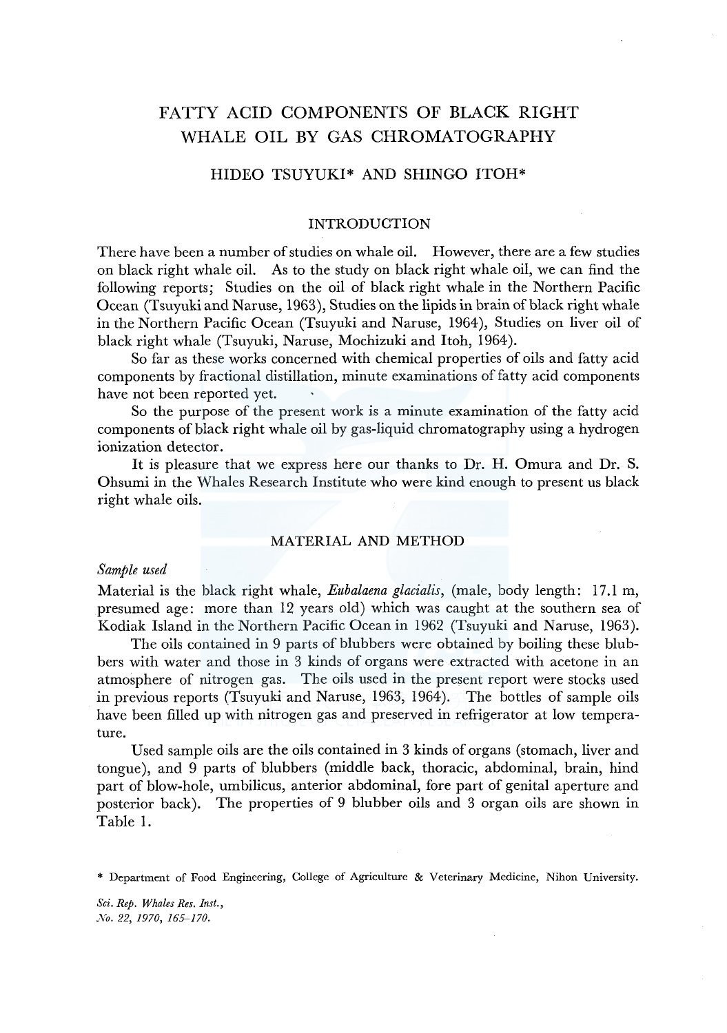# FATTY ACID COMPONENTS OF BLACK RIGHT WHALE OIL BY GAS CHROMATOGRAPHY

HIDEO TSUYUKI* AND SHINGO ITOH*

## INTRODUCTION

There have been a number of studies on whale oil. However, there are a few studies on black right whale oil. As to the study on black right whale oil, we can find the following reports; Studies on the oil of black right whale in the Northern Pacific Ocean (Tsuyuki and Naruse, 1963), Studies on the lipids in brain of black right whale in the Northern Pacific Ocean (Tsuyuki and Naruse, 1964), Studies on liver oil of black right whale (Tsuyuki, Naruse, Mochizuki and Itoh, 1964).

So far as these works concerned with chemical properties of oils and fatty acid components by fractional distillation, minute examinations of fatty acid components have not been reported yet.

So the purpose of the present work is a minute examination of the fatty acid components of black right whale oil by gas-liquid chromatography using a hydrogen ionization detector.

It is pleasure that we express here our thanks to Dr. H. Omura and Dr. S. Ohsumi in the Whales Research Institute who were kind enough to present us black right whale oils.

## MATERIAL AND METHOD

### *Sample used*

Material is the black right whale, *Eubalaena glacialis*, (male, body length: 17.1 m, presumed age: more than 12 years old) which was caught at the southern sea of Kodiak Island in the Northern Pacific Ocean in 1962 (Tsuyuki and Naruse, 1963).

The oils contained in 9 parts of blubbers were obtained by boiling these blubbers with water and those in 3 kinds of organs were extracted with acetone in an atmosphere of nitrogen gas. The oils used in the present report were stocks used in previous reports (Tsuyuki and Naruse, 1963, 1964). The bottles of sample oils have been filled up with nitrogen gas and preserved in refrigerator at low temperature.

Used sample oils are the oils contained in 3 kinds of organs (stomach, liver and tongue), and 9 parts of blubbers (middle back, thoracic, abdominal, brain, hind part of blow-hole, umbilicus, anterior abdominal, fore part of genital aperture and posterior back). The properties of 9 blubber oils and 3 organ oils are shown in Table 1.

\* Department of Food Engineering, College of Agriculture & Veterinary Medicine, Nihon University.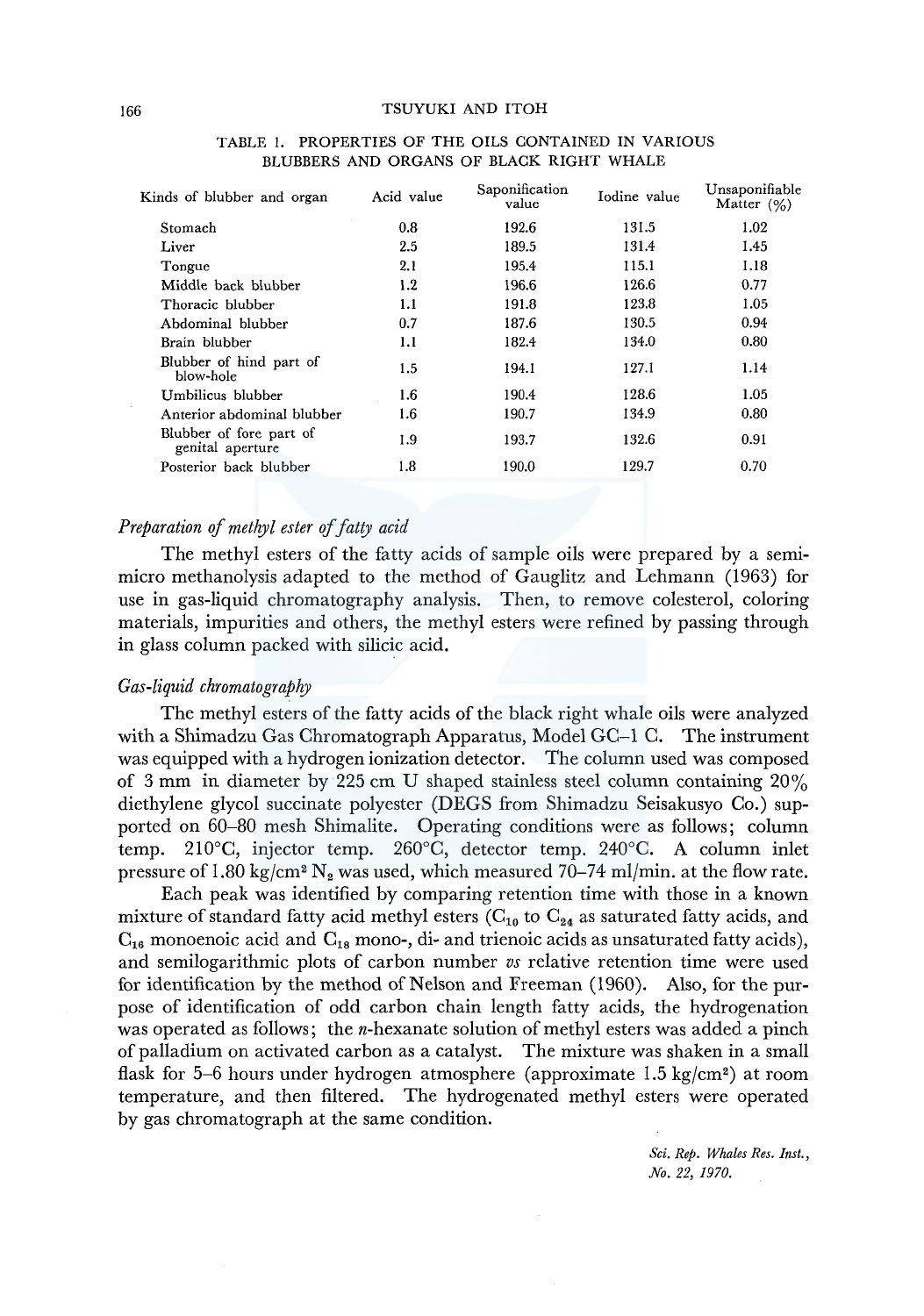TABLE 1. PROPERTIES OF THE OILS CONTAINED IN VARIOUS BLUBBERS AND ORGANS OF BLACK RIGHT WHALE

| Kinds of blubber and organ | Acid value | Saponification value | Iodine value | Unsaponifiable Matter (%) |
|---|---|---|---|---|
| Stomach | 0.8 | 192.6 | 131.5 | 1.02 |
| Liver | 2.5 | 189.5 | 131.4 | 1.45 |
| Tongue | 2.1 | 195.4 | 115.1 | 1.18 |
| Middle back blubber | 1.2 | 196.6 | 126.6 | 0.77 |
| Thoracic blubber | 1.1 | 191.8 | 123.8 | 1.05 |
| Abdominal blubber | 0.7 | 187.6 | 130.5 | 0.94 |
| Brain blubber | 1.1 | 182.4 | 134.0 | 0.80 |
| Blubber of hind part of blow-hole | 1.5 | 194.1 | 127.1 | 1.14 |
| Umbilicus blubber | 1.6 | 190.4 | 128.6 | 1.05 |
| Anterior abdominal blubber | 1.6 | 190.7 | 134.9 | 0.80 |
| Blubber of fore part of genital aperture | 1.9 | 193.7 | 132.6 | 0.91 |
| Posterior back blubber | 1.8 | 190.0 | 129.7 | 0.70 |

### *Preparation of methyl ester of fatty acid*

The methyl esters of the fatty acids of sample oils were prepared by a semi-micro methanolysis adapted to the method of Gauglitz and Lehmann (1963) for use in gas-liquid chromatography analysis. Then, to remove colesterol, coloring materials, impurities and others, the methyl esters were refined by passing through in glass column packed with silicic acid.

### *Gas-liquid chromatography*

The methyl esters of the fatty acids of the black right whale oils were analyzed with a Shimadzu Gas Chromatograph Apparatus, Model GC–1 C. The instrument was equipped with a hydrogen ionization detector. The column used was composed of 3 mm in diameter by 225 cm U shaped stainless steel column containing 20% diethylene glycol succinate polyester (DEGS from Shimadzu Seisakusyo Co.) supported on 60–80 mesh Shimalite. Operating conditions were as follows; column temp. 210°C, injector temp. 260°C, detector temp. 240°C. A column inlet pressure of 1.80 kg/cm$^2$ $N_2$ was used, which measured 70–74 ml/min. at the flow rate.

Each peak was identified by comparing retention time with those in a known mixture of standard fatty acid methyl esters ($C_{10}$ to $C_{24}$ as saturated fatty acids, and $C_{16}$ monoenoic acid and $C_{18}$ mono-, di- and trienoic acids as unsaturated fatty acids), and semilogarithmic plots of carbon number *vs* relative retention time were used for identification by the method of Nelson and Freeman (1960). Also, for the purpose of identification of odd carbon chain length fatty acids, the hydrogenation was operated as follows; the *n*-hexanate solution of methyl esters was added a pinch of palladium on activated carbon as a catalyst. The mixture was shaken in a small flask for 5–6 hours under hydrogen atmosphere (approximate 1.5 kg/cm$^2$) at room temperature, and then filtered. The hydrogenated methyl esters were operated by gas chromatograph at the same condition.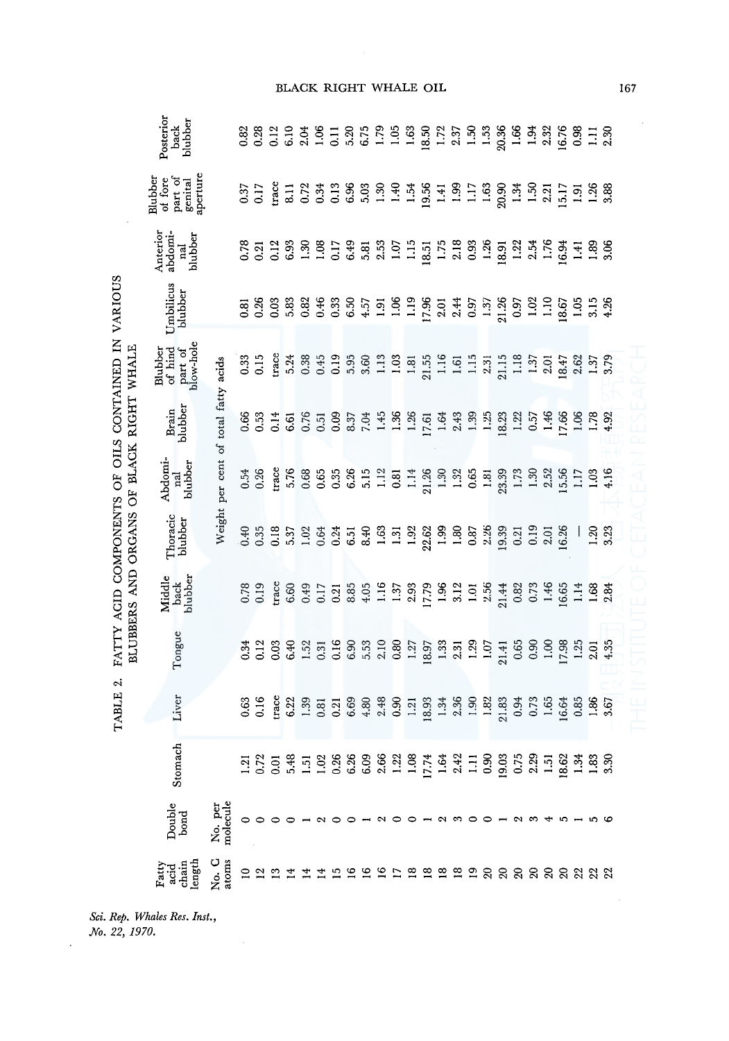TABLE 2. FATTY ACID COMPONENTS OF OILS CONTAINED IN VARIOUS BLUBBERS AND ORGANS OF BLACK RIGHT WHALE

| Fatty acid chain length | Double bond | Stomach | Liver | Tongue | Middle back blubber | Thoracic blubber | Abdominal blubber | Brain blubber | Blubber of hind part of blow-hole | Umbilicus blubber | Anterior abdominal blubber | Blubber of fore part of genital aperture | Posterior back blubber |
|---|---|---|---|---|---|---|---|---|---|---|---|---|---|
| No. C atoms | No. per molecule | Weight per cent of total fatty acids | | | | | | | | | | | |
| 10 | 0 | 1.21 | 0.63 | 0.34 | 0.78 | 0.40 | 0.54 | 0.66 | 0.33 | 0.81 | 0.78 | 0.37 | 0.82 |
| 12 | 0 | 0.72 | 0.16 | 0.12 | 0.19 | 0.35 | 0.26 | 0.53 | 0.15 | 0.26 | 0.21 | 0.17 | 0.28 |
| 13 | 0 | 0.01 | trace | 0.03 | trace | 0.18 | trace | 0.14 | trace | 0.03 | 0.12 | trace | 0.12 |
| 14 | 0 | 5.48 | 6.22 | 6.40 | 6.60 | 5.37 | 5.76 | 6.61 | 5.24 | 5.83 | 6.93 | 8.11 | 6.10 |
| 14 | 1 | 1.51 | 1.39 | 1.52 | 0.49 | 1.02 | 0.68 | 0.76 | 0.38 | 0.82 | 1.30 | 0.72 | 2.04 |
| 14 | 2 | 1.02 | 0.81 | 0.31 | 0.17 | 0.64 | 0.65 | 0.51 | 0.45 | 0.46 | 1.08 | 0.34 | 1.06 |
| 15 | 0 | 0.26 | 0.21 | 0.16 | 0.21 | 0.24 | 0.35 | 0.09 | 0.19 | 0.33 | 0.17 | 0.13 | 0.11 |
| 16 | 0 | 6.26 | 6.69 | 6.90 | 8.85 | 6.51 | 6.26 | 8.37 | 5.95 | 6.50 | 6.49 | 6.96 | 5.20 |
| 16 | 1 | 6.09 | 4.80 | 5.53 | 4.05 | 8.40 | 5.15 | 7.04 | 3.60 | 4.57 | 5.81 | 5.03 | 6.75 |
| 16 | 2 | 2.66 | 2.48 | 2.10 | 1.16 | 1.63 | 1.12 | 1.45 | 1.13 | 1.91 | 2.53 | 1.30 | 1.79 |
| 17 | 0 | 1.22 | 0.90 | 0.80 | 1.37 | 1.31 | 0.81 | 1.36 | 1.03 | 1.06 | 1.07 | 1.40 | 1.05 |
| 18 | 0 | 1.08 | 1.21 | 1.27 | 2.93 | 1.92 | 1.14 | 1.26 | 1.81 | 1.19 | 1.15 | 1.54 | 1.63 |
| 18 | 1 | 17.74 | 18.93 | 18.97 | 17.79 | 22.62 | 21.26 | 17.61 | 21.55 | 17.96 | 18.51 | 19.56 | 18.50 |
| 18 | 2 | 1.64 | 1.34 | 1.33 | 1.96 | 1.99 | 1.30 | 1.64 | 1.16 | 2.01 | 1.75 | 1.41 | 1.72 |
| 18 | 3 | 2.42 | 2.36 | 2.31 | 3.12 | 1.80 | 1.32 | 2.43 | 1.61 | 2.44 | 2.18 | 1.99 | 2.37 |
| 19 | 0 | 1.11 | 1.90 | 1.29 | 1.01 | 0.87 | 0.65 | 1.39 | 1.15 | 0.97 | 0.93 | 1.17 | 1.50 |
| 20 | 0 | 0.90 | 1.82 | 1.07 | 2.56 | 2.26 | 1.81 | 1.25 | 2.31 | 1.37 | 1.26 | 1.63 | 1.53 |
| 20 | 1 | 19.03 | 21.83 | 21.41 | 21.44 | 19.39 | 23.39 | 18.23 | 21.15 | 21.26 | 18.91 | 20.90 | 20.36 |
| 20 | 2 | 0.75 | 0.94 | 0.65 | 0.82 | 0.21 | 1.73 | 1.22 | 1.18 | 0.97 | 1.22 | 1.34 | 1.66 |
| 20 | 3 | 2.29 | 0.73 | 0.90 | 0.73 | 0.19 | 1.30 | 0.57 | 1.37 | 1.02 | 2.54 | 1.50 | 1.94 |
| 20 | 4 | 1.51 | 1.65 | 1.00 | 1.46 | 2.01 | 2.52 | 1.46 | 2.01 | 1.10 | 1.76 | 2.21 | 2.32 |
| 20 | 5 | 18.62 | 16.64 | 17.98 | 16.65 | 16.26 | 15.56 | 17.66 | 18.47 | 18.67 | 16.94 | 15.17 | 16.76 |
| 22 | 1 | 1.34 | 0.85 | 1.25 | 1.14 | — | 1.17 | 1.06 | 2.62 | 1.05 | 1.41 | 1.91 | 0.98 |
| 22 | 5 | 1.83 | 1.86 | 2.01 | 1.68 | 1.20 | 1.03 | 1.78 | 1.37 | 3.15 | 1.89 | 1.26 | 1.11 |
| 22 | 6 | 3.30 | 3.67 | 4.35 | 2.84 | 3.23 | 4.16 | 4.92 | 3.79 | 4.26 | 3.06 | 3.88 | 2.30 |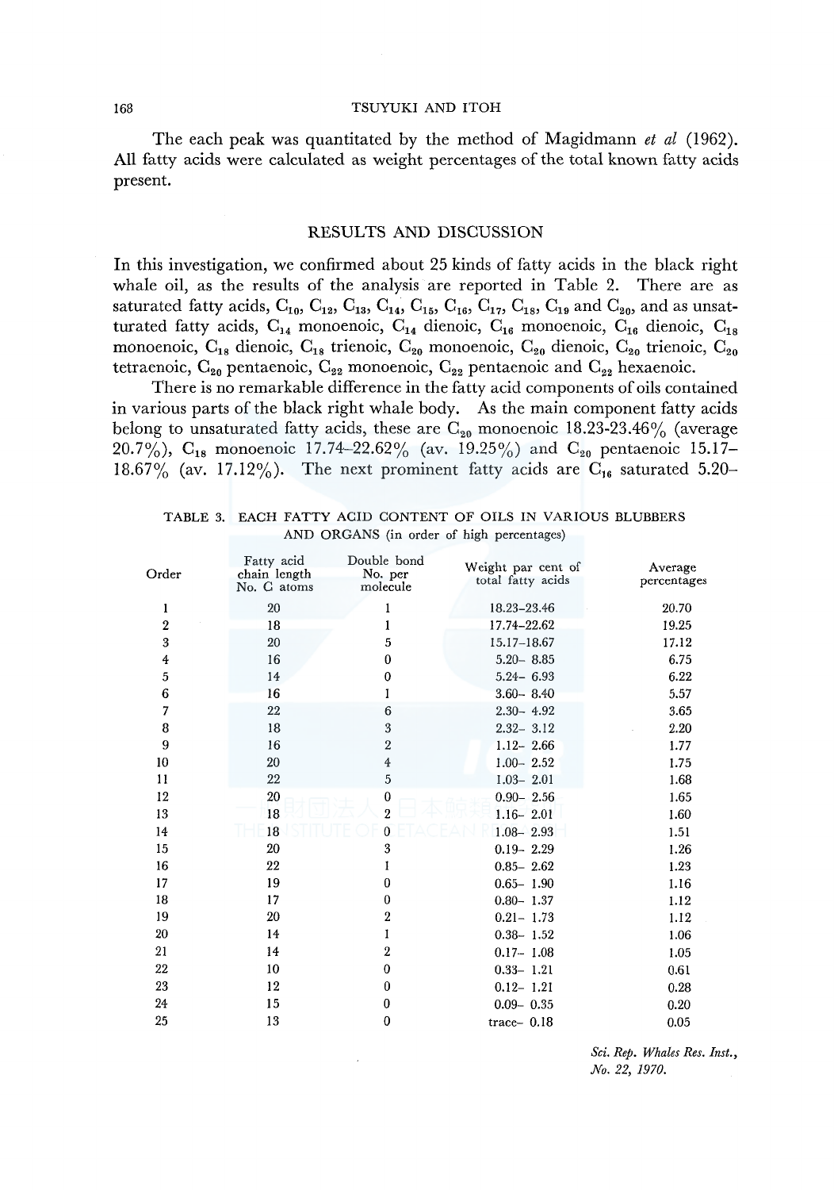The each peak was quantitated by the method of Magidmann *et al* (1962). All fatty acids were calculated as weight percentages of the total known fatty acids present.

## RESULTS AND DISCUSSION

In this investigation, we confirmed about 25 kinds of fatty acids in the black right whale oil, as the results of the analysis are reported in Table 2. There are as saturated fatty acids, $C_{10}$, $C_{12}$, $C_{13}$, $C_{14}$, $C_{15}$, $C_{16}$, $C_{17}$, $C_{18}$, $C_{19}$ and $C_{20}$, and as unsatturated fatty acids, $C_{14}$ monoenoic, $C_{14}$ dienoic, $C_{16}$ monoenoic, $C_{16}$ dienoic, $C_{18}$ monoenoic, $C_{18}$ dienoic, $C_{18}$ trienoic, $C_{20}$ monoenoic, $C_{20}$ dienoic, $C_{20}$ trienoic, $C_{20}$ tetraenoic, $C_{20}$ pentaenoic, $C_{22}$ monoenoic, $C_{22}$ pentaenoic and $C_{22}$ hexaenoic.

There is no remarkable difference in the fatty acid components of oils contained in various parts of the black right whale body. As the main component fatty acids belong to unsaturated fatty acids, these are $C_{20}$ monoenoic 18.23-23.46% (average 20.7%), $C_{18}$ monoenoic 17.74–22.62% (av. 19.25%) and $C_{20}$ pentaenoic 15.17–18.67% (av. 17.12%). The next prominent fatty acids are $C_{16}$ saturated 5.20–

TABLE 3. EACH FATTY ACID CONTENT OF OILS IN VARIOUS BLUBBERS AND ORGANS (in order of high percentages)

| Order | Fatty acid chain length No. C atoms | Double bond No. per molecule | Weight par cent of total fatty acids | Average percentages |
|---|---|---|---|---|
| 1 | 20 | 1 | 18.23–23.46 | 20.70 |
| 2 | 18 | 1 | 17.74–22.62 | 19.25 |
| 3 | 20 | 5 | 15.17–18.67 | 17.12 |
| 4 | 16 | 0 | 5.20– 8.85 | 6.75 |
| 5 | 14 | 0 | 5.24– 6.93 | 6.22 |
| 6 | 16 | 1 | 3.60– 8.40 | 5.57 |
| 7 | 22 | 6 | 2.30– 4.92 | 3.65 |
| 8 | 18 | 3 | 2.32– 3.12 | 2.20 |
| 9 | 16 | 2 | 1.12– 2.66 | 1.77 |
| 10 | 20 | 4 | 1.00– 2.52 | 1.75 |
| 11 | 22 | 5 | 1.03– 2.01 | 1.68 |
| 12 | 20 | 0 | 0.90– 2.56 | 1.65 |
| 13 | 18 | 2 | 1.16– 2.01 | 1.60 |
| 14 | 18 | 0 | 1.08– 2.93 | 1.51 |
| 15 | 20 | 3 | 0.19– 2.29 | 1.26 |
| 16 | 22 | 1 | 0.85– 2.62 | 1.23 |
| 17 | 19 | 0 | 0.65– 1.90 | 1.16 |
| 18 | 17 | 0 | 0.80– 1.37 | 1.12 |
| 19 | 20 | 2 | 0.21– 1.73 | 1.12 |
| 20 | 14 | 1 | 0.38– 1.52 | 1.06 |
| 21 | 14 | 2 | 0.17– 1.08 | 1.05 |
| 22 | 10 | 0 | 0.33– 1.21 | 0.61 |
| 23 | 12 | 0 | 0.12– 1.21 | 0.28 |
| 24 | 15 | 0 | 0.09– 0.35 | 0.20 |
| 25 | 13 | 0 | trace– 0.18 | 0.05 |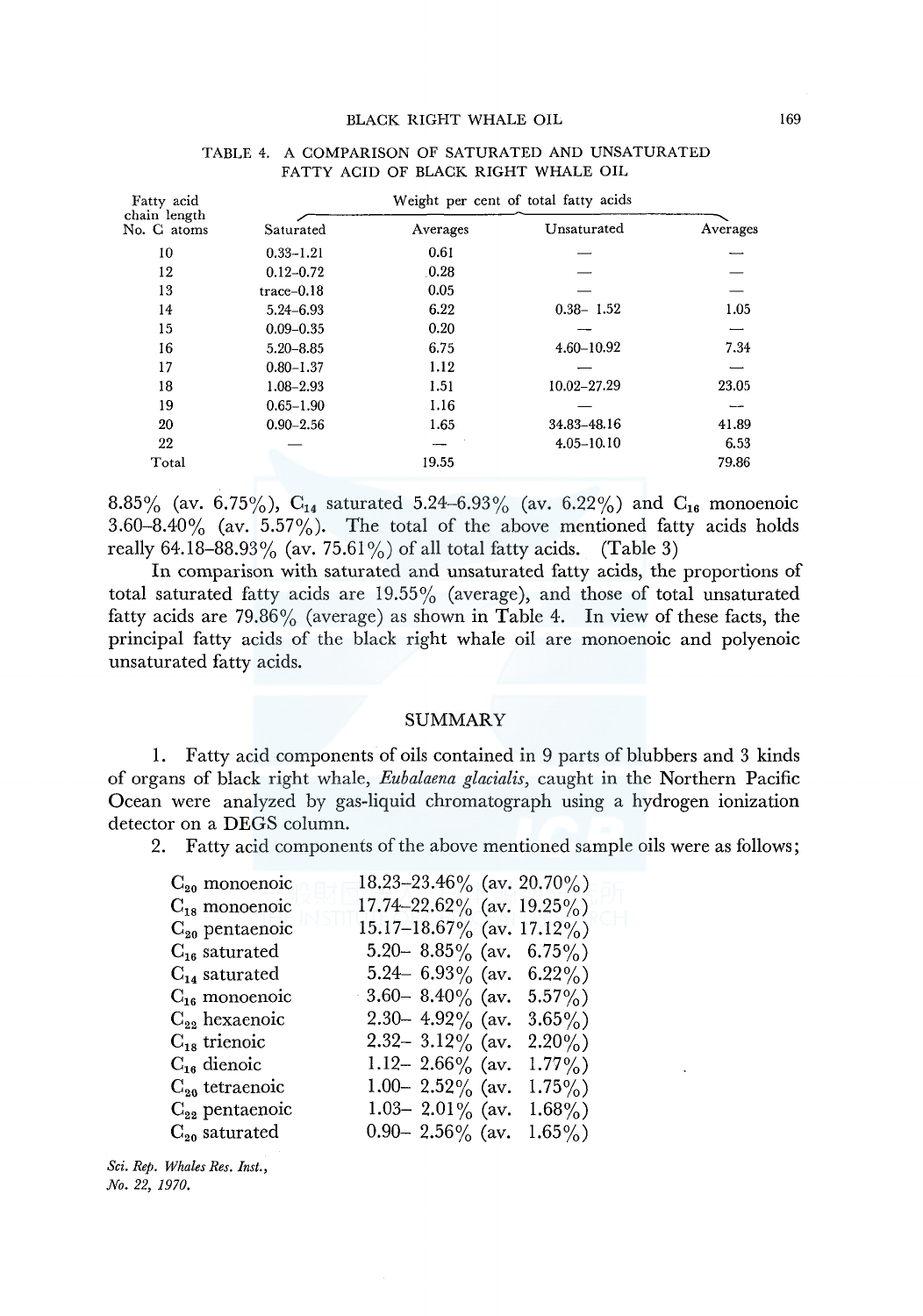TABLE 4. A COMPARISON OF SATURATED AND UNSATURATED FATTY ACID OF BLACK RIGHT WHALE OIL

| Fatty acid chain length No. C atoms | Weight per cent of total fatty acids | | | |
|---|---|---|---|---|
| | Saturated | Averages | Unsaturated | Averages |
| 10 | 0.33–1.21 | 0.61 | — | — |
| 12 | 0.12–0.72 | 0.28 | — | — |
| 13 | trace–0.18 | 0.05 | — | — |
| 14 | 5.24–6.93 | 6.22 | 0.38– 1.52 | 1.05 |
| 15 | 0.09–0.35 | 0.20 | — | — |
| 16 | 5.20–8.85 | 6.75 | 4.60–10.92 | 7.34 |
| 17 | 0.80–1.37 | 1.12 | — | — |
| 18 | 1.08–2.93 | 1.51 | 10.02–27.29 | 23.05 |
| 19 | 0.65–1.90 | 1.16 | — | — |
| 20 | 0.90–2.56 | 1.65 | 34.83–48.16 | 41.89 |
| 22 | — | — | 4.05–10.10 | 6.53 |
| Total | | 19.55 | | 79.86 |

8.85% (av. 6.75%), $C_{14}$ saturated 5.24–6.93% (av. 6.22%) and $C_{16}$ monoenoic 3.60–8.40% (av. 5.57%). The total of the above mentioned fatty acids holds really 64.18–88.93% (av. 75.61%) of all total fatty acids. (Table 3)

In comparison with saturated and unsaturated fatty acids, the proportions of total saturated fatty acids are 19.55% (average), and those of total unsaturated fatty acids are 79.86% (average) as shown in Table 4. In view of these facts, the principal fatty acids of the black right whale oil are monoenoic and polyenoic unsaturated fatty acids.

## SUMMARY

1. Fatty acid components of oils contained in 9 parts of blubbers and 3 kinds of organs of black right whale, *Eubalaena glacialis*, caught in the Northern Pacific Ocean were analyzed by gas-liquid chromatograph using a hydrogen ionization detector on a DEGS column.

2. Fatty acid components of the above mentioned sample oils were as follows;

| | | |
|---|---|---|
| $C_{20}$ monoenoic | 18.23–23.46% | (av. 20.70%) |
| $C_{18}$ monoenoic | 17.74–22.62% | (av. 19.25%) |
| $C_{20}$ pentaenoic | 15.17–18.67% | (av. 17.12%) |
| $C_{16}$ saturated | 5.20– 8.85% | (av. 6.75%) |
| $C_{14}$ saturated | 5.24– 6.93% | (av. 6.22%) |
| $C_{16}$ monoenoic | 3.60– 8.40% | (av. 5.57%) |
| $C_{22}$ hexaenoic | 2.30– 4.92% | (av. 3.65%) |
| $C_{18}$ trienoic | 2.32– 3.12% | (av. 2.20%) |
| $C_{16}$ dienoic | 1.12– 2.66% | (av. 1.77%) |
| $C_{20}$ tetraenoic | 1.00– 2.52% | (av. 1.75%) |
| $C_{22}$ pentaenoic | 1.03– 2.01% | (av. 1.68%) |
| $C_{20}$ saturated | 0.90– 2.56% | (av. 1.65%) |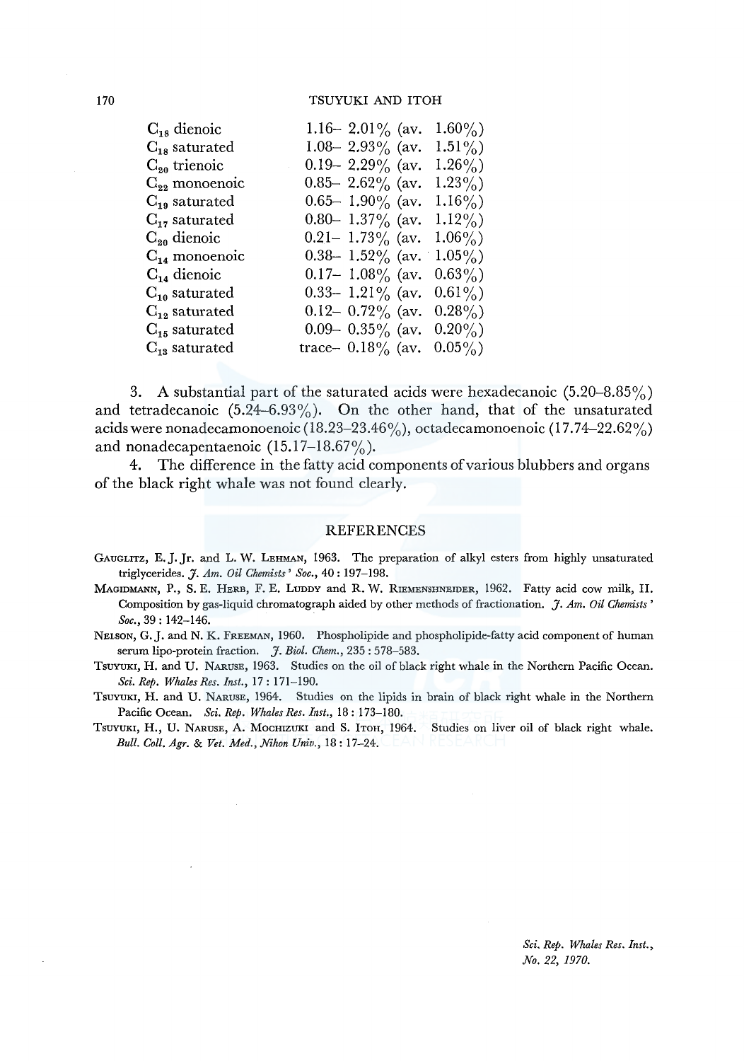| | |
|---|---|
| $C_{18}$ dienoic | 1.16– 2.01% (av. 1.60%) |
| $C_{18}$ saturated | 1.08– 2.93% (av. 1.51%) |
| $C_{20}$ trienoic | 0.19– 2.29% (av. 1.26%) |
| $C_{22}$ monoenoic | 0.85– 2.62% (av. 1.23%) |
| $C_{19}$ saturated | 0.65– 1.90% (av. 1.16%) |
| $C_{17}$ saturated | 0.80– 1.37% (av. 1.12%) |
| $C_{20}$ dienoic | 0.21– 1.73% (av. 1.06%) |
| $C_{14}$ monoenoic | 0.38– 1.52% (av. 1.05%) |
| $C_{14}$ dienoic | 0.17– 1.08% (av. 0.63%) |
| $C_{10}$ saturated | 0.33– 1.21% (av. 0.61%) |
| $C_{12}$ saturated | 0.12– 0.72% (av. 0.28%) |
| $C_{15}$ saturated | 0.09– 0.35% (av. 0.20%) |
| $C_{13}$ saturated | trace– 0.18% (av. 0.05%) |

3. A substantial part of the saturated acids were hexadecanoic (5.20–8.85%) and tetradecanoic (5.24–6.93%). On the other hand, that of the unsaturated acids were nonadecamonoenoic (18.23–23.46%), octadecamonoenoic (17.74–22.62%) and nonadecapentaenoic (15.17–18.67%).

4. The difference in the fatty acid components of various blubbers and organs of the black right whale was not found clearly.

## REFERENCES

GAUGLITZ, E. J. Jr. and L. W. LEHMAN, 1963. The preparation of alkyl esters from highly unsaturated triglycerides. *J. Am. Oil Chemists' Soc.*, 40 : 197–198.

MAGIDMANN, P., S. E. HERB, F. E. LUDDY and R. W. RIEMENSHNEIDER, 1962. Fatty acid cow milk, II. Composition by gas-liquid chromatograph aided by other methods of fractionation. *J. Am. Oil Chemists' Soc.*, 39 : 142–146.

NELSON, G. J. and N. K. FREEMAN, 1960. Phospholipide and phospholipide-fatty acid component of human serum lipo-protein fraction. *J. Biol. Chem.*, 235 : 578–583.

TSUYUKI, H. and U. NARUSE, 1963. Studies on the oil of black right whale in the Northern Pacific Ocean. *Sci. Rep. Whales Res. Inst.*, 17 : 171–190.

TSUYUKI, H. and U. NARUSE, 1964. Studies on the lipids in brain of black right whale in the Northern Pacific Ocean. *Sci. Rep. Whales Res. Inst.*, 18 : 173–180.

TSUYUKI, H., U. NARUSE, A. MOCHIZUKI and S. ITOH, 1964. Studies on liver oil of black right whale. *Bull. Coll. Agr. & Vet. Med., Nihon Univ.*, 18 : 17–24.